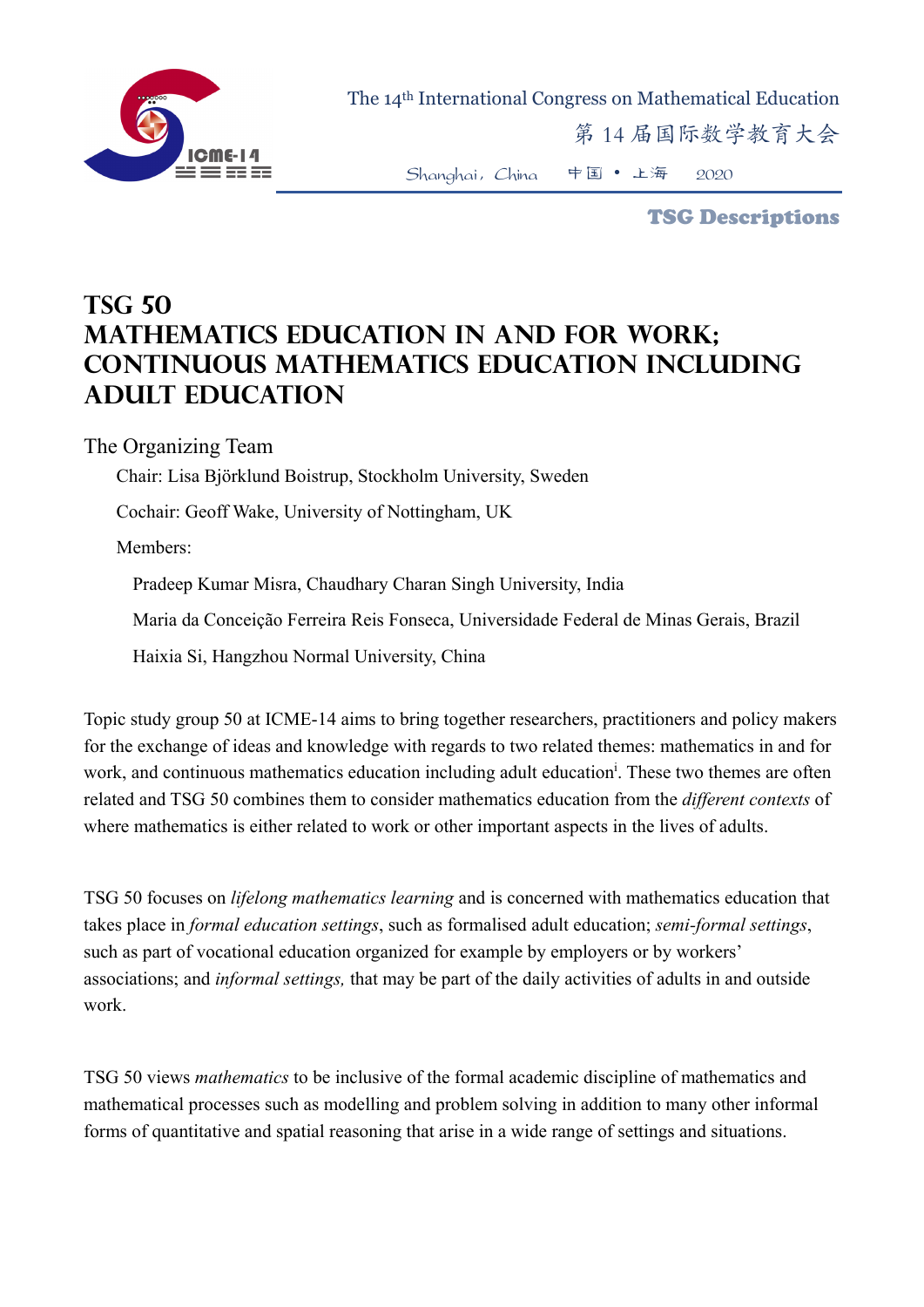# TSG 50
# Mathematics Education in and for Work; Continuous Mathematics Education Including Adult Education

The Organizing Team

Chair: Lisa Björklund Boistrup, Stockholm University, Sweden

Cochair: Geoff Wake, University of Nottingham, UK

Members:

Pradeep Kumar Misra, Chaudhary Charan Singh University, India

Maria da Conceição Ferreira Reis Fonseca, Universidade Federal de Minas Gerais, Brazil

Haixia Si, Hangzhou Normal University, China

Topic study group 50 at ICME-14 aims to bring together researchers, practitioners and policy makers for the exchange of ideas and knowledge with regards to two related themes: mathematics in and for work, and continuous mathematics education including adult education[i]. These two themes are often related and TSG 50 combines them to consider mathematics education from the *different contexts* of where mathematics is either related to work or other important aspects in the lives of adults.

TSG 50 focuses on *lifelong mathematics learning* and is concerned with mathematics education that takes place in *formal education settings*, such as formalised adult education; *semi-formal settings*, such as part of vocational education organized for example by employers or by workers' associations; and *informal settings,* that may be part of the daily activities of adults in and outside work.

TSG 50 views *mathematics* to be inclusive of the formal academic discipline of mathematics and mathematical processes such as modelling and problem solving in addition to many other informal forms of quantitative and spatial reasoning that arise in a wide range of settings and situations.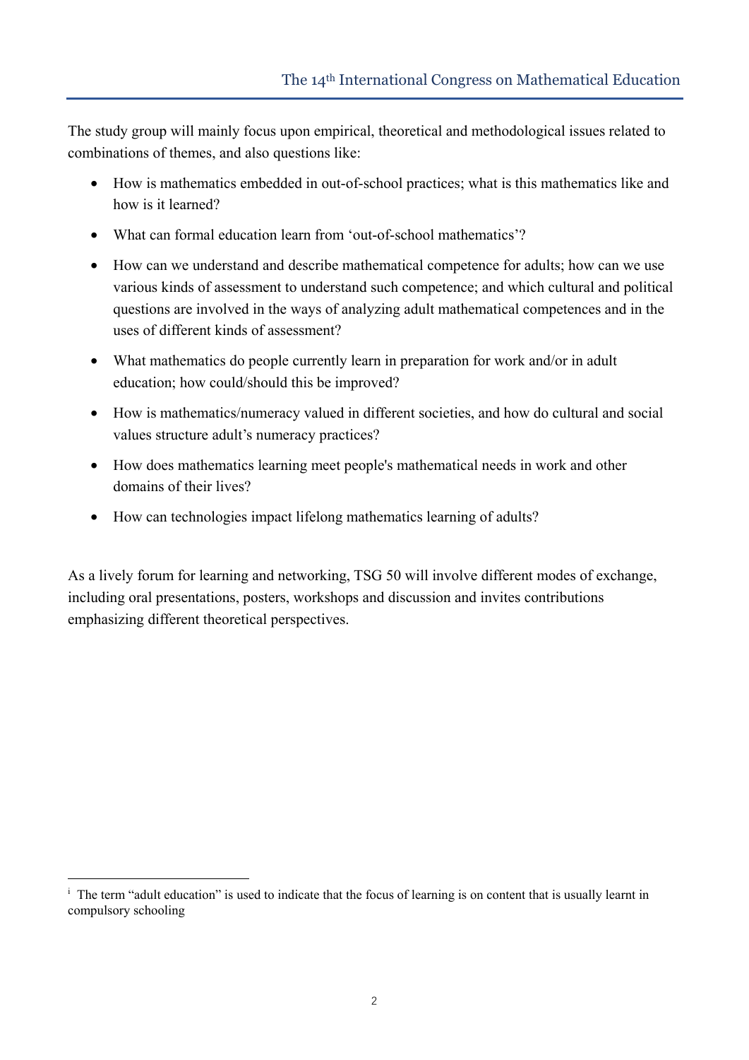The study group will mainly focus upon empirical, theoretical and methodological issues related to combinations of themes, and also questions like:

- How is mathematics embedded in out-of-school practices; what is this mathematics like and how is it learned?
- What can formal education learn from 'out-of-school mathematics'?
- How can we understand and describe mathematical competence for adults; how can we use various kinds of assessment to understand such competence; and which cultural and political questions are involved in the ways of analyzing adult mathematical competences and in the uses of different kinds of assessment?
- What mathematics do people currently learn in preparation for work and/or in adult education; how could/should this be improved?
- How is mathematics/numeracy valued in different societies, and how do cultural and social values structure adult's numeracy practices?
- How does mathematics learning meet people's mathematical needs in work and other domains of their lives?
- How can technologies impact lifelong mathematics learning of adults?

As a lively forum for learning and networking, TSG 50 will involve different modes of exchange, including oral presentations, posters, workshops and discussion and invites contributions emphasizing different theoretical perspectives.

---

[i] The term "adult education" is used to indicate that the focus of learning is on content that is usually learnt in compulsory schooling